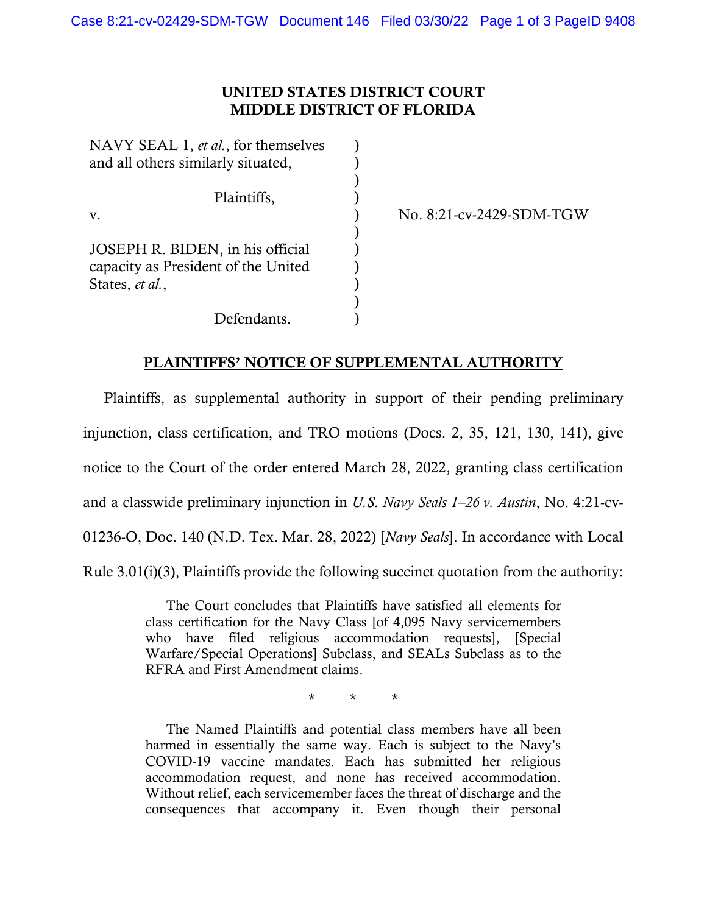# UNITED STATES DISTRICT COURT
# MIDDLE DISTRICT OF FLORIDA

| | | |
|---|---|---|
| NAVY SEAL 1, *et al.*, for themselves and all others similarly situated, | ) | |
| Plaintiffs, | ) | |
| v. | ) | No. 8:21-cv-2429-SDM-TGW |
| JOSEPH R. BIDEN, in his official capacity as President of the United States, *et al.*, | ) | |
| Defendants. | ) | |

## PLAINTIFFS' NOTICE OF SUPPLEMENTAL AUTHORITY

Plaintiffs, as supplemental authority in support of their pending preliminary injunction, class certification, and TRO motions (Docs. 2, 35, 121, 130, 141), give notice to the Court of the order entered March 28, 2022, granting class certification and a classwide preliminary injunction in *U.S. Navy Seals 1–26 v. Austin*, No. 4:21-cv-01236-O, Doc. 140 (N.D. Tex. Mar. 28, 2022) [*Navy Seals*]. In accordance with Local Rule 3.01(i)(3), Plaintiffs provide the following succinct quotation from the authority:

> The Court concludes that Plaintiffs have satisfied all elements for class certification for the Navy Class [of 4,095 Navy servicemembers who have filed religious accommodation requests], [Special Warfare/Special Operations] Subclass, and SEALs Subclass as to the RFRA and First Amendment claims.
>
> \* \* \*
>
> The Named Plaintiffs and potential class members have all been harmed in essentially the same way. Each is subject to the Navy's COVID-19 vaccine mandates. Each has submitted her religious accommodation request, and none has received accommodation. Without relief, each servicemember faces the threat of discharge and the consequences that accompany it. Even though their personal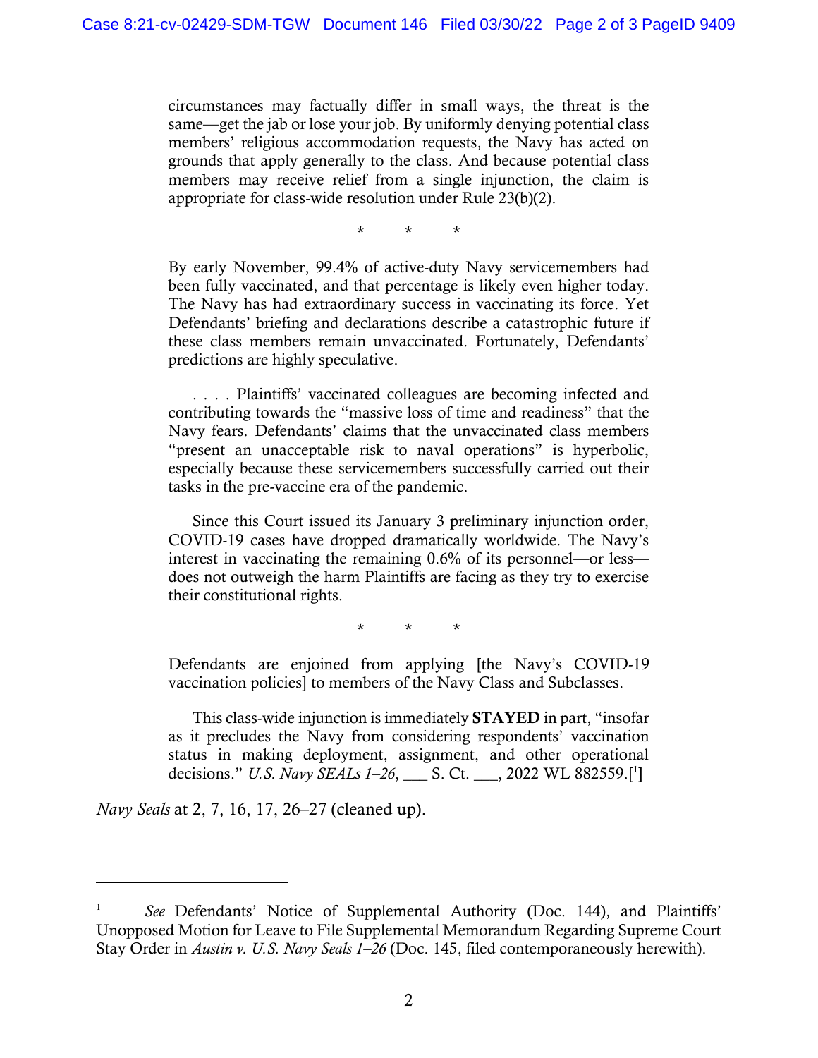> circumstances may factually differ in small ways, the threat is the same—get the jab or lose your job. By uniformly denying potential class members' religious accommodation requests, the Navy has acted on grounds that apply generally to the class. And because potential class members may receive relief from a single injunction, the claim is appropriate for class-wide resolution under Rule 23(b)(2).
>
> \* \* \*
>
> By early November, 99.4% of active-duty Navy servicemembers had been fully vaccinated, and that percentage is likely even higher today. The Navy has had extraordinary success in vaccinating its force. Yet Defendants' briefing and declarations describe a catastrophic future if these class members remain unvaccinated. Fortunately, Defendants' predictions are highly speculative.
>
> . . . . Plaintiffs' vaccinated colleagues are becoming infected and contributing towards the "massive loss of time and readiness" that the Navy fears. Defendants' claims that the unvaccinated class members "present an unacceptable risk to naval operations" is hyperbolic, especially because these servicemembers successfully carried out their tasks in the pre-vaccine era of the pandemic.
>
> Since this Court issued its January 3 preliminary injunction order, COVID-19 cases have dropped dramatically worldwide. The Navy's interest in vaccinating the remaining 0.6% of its personnel—or less—does not outweigh the harm Plaintiffs are facing as they try to exercise their constitutional rights.
>
> \* \* \*
>
> Defendants are enjoined from applying [the Navy's COVID-19 vaccination policies] to members of the Navy Class and Subclasses.
>
> This class-wide injunction is immediately **STAYED** in part, "insofar as it precludes the Navy from considering respondents' vaccination status in making deployment, assignment, and other operational decisions." *U.S. Navy SEALs 1–26*, ___ S. Ct. ___, 2022 WL 882559.[1]

*Navy Seals* at 2, 7, 16, 17, 26–27 (cleaned up).

---

[1] *See* Defendants' Notice of Supplemental Authority (Doc. 144), and Plaintiffs' Unopposed Motion for Leave to File Supplemental Memorandum Regarding Supreme Court Stay Order in *Austin v. U.S. Navy Seals 1–26* (Doc. 145, filed contemporaneously herewith).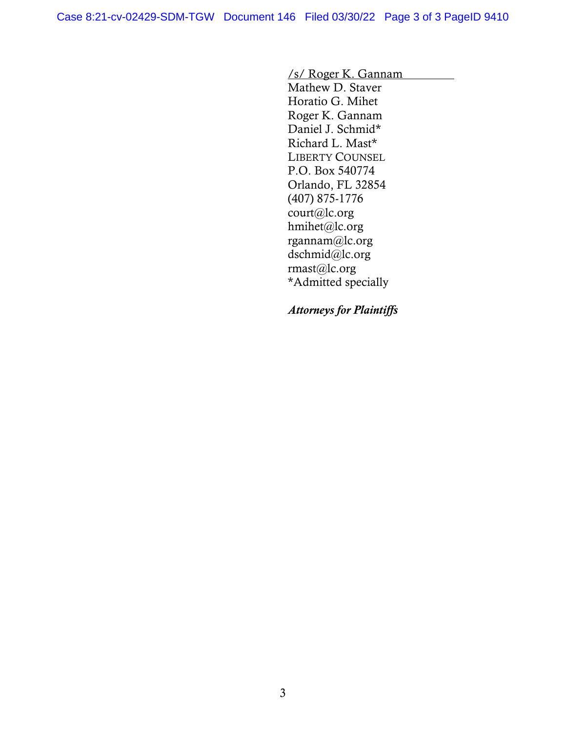/s/ Roger K. Gannam
Mathew D. Staver
Horatio G. Mihet
Roger K. Gannam
Daniel J. Schmid*
Richard L. Mast*
LIBERTY COUNSEL
P.O. Box 540774
Orlando, FL 32854
(407) 875-1776
court@lc.org
hmihet@lc.org
rgannam@lc.org
dschmid@lc.org
rmast@lc.org
*Admitted specially

***Attorneys for Plaintiffs***